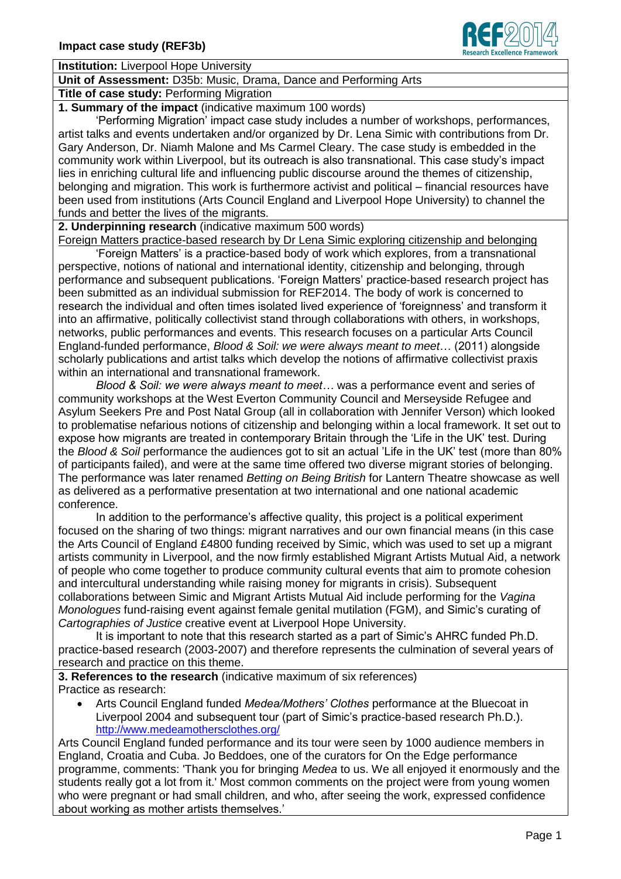**Impact case study (REF3b)**

**Institution:** Liverpool Hope University

**Unit of Assessment:** D35b: Music, Drama, Dance and Performing Arts

**Title of case study:** Performing Migration

**1. Summary of the impact** (indicative maximum 100 words)

'Performing Migration' impact case study includes a number of workshops, performances, artist talks and events undertaken and/or organized by Dr. Lena Simic with contributions from Dr. Gary Anderson, Dr. Niamh Malone and Ms Carmel Cleary. The case study is embedded in the community work within Liverpool, but its outreach is also transnational. This case study's impact lies in enriching cultural life and influencing public discourse around the themes of citizenship, belonging and migration. This work is furthermore activist and political – financial resources have been used from institutions (Arts Council England and Liverpool Hope University) to channel the funds and better the lives of the migrants.

**2. Underpinning research** (indicative maximum 500 words)

Foreign Matters practice-based research by Dr Lena Simic exploring citizenship and belonging

'Foreign Matters' is a practice-based body of work which explores, from a transnational perspective, notions of national and international identity, citizenship and belonging, through performance and subsequent publications. 'Foreign Matters' practice-based research project has been submitted as an individual submission for REF2014. The body of work is concerned to research the individual and often times isolated lived experience of 'foreignness' and transform it into an affirmative, politically collectivist stand through collaborations with others, in workshops, networks, public performances and events. This research focuses on a particular Arts Council England-funded performance, *Blood & Soil: we were always meant to meet*… (2011) alongside scholarly publications and artist talks which develop the notions of affirmative collectivist praxis within an international and transnational framework.

*Blood & Soil: we were always meant to meet…* was a performance event and series of community workshops at the West Everton Community Council and Merseyside Refugee and Asylum Seekers Pre and Post Natal Group (all in collaboration with Jennifer Verson) which looked to problematise nefarious notions of citizenship and belonging within a local framework. It set out to expose how migrants are treated in contemporary Britain through the 'Life in the UK' test. During the *Blood & Soil* performance the audiences got to sit an actual 'Life in the UK' test (more than 80% of participants failed), and were at the same time offered two diverse migrant stories of belonging. The performance was later renamed *Betting on Being British* for Lantern Theatre showcase as well as delivered as a performative presentation at two international and one national academic conference.

In addition to the performance's affective quality, this project is a political experiment focused on the sharing of two things: migrant narratives and our own financial means (in this case the Arts Council of England £4800 funding received by Simic, which was used to set up a migrant artists community in Liverpool, and the now firmly established Migrant Artists Mutual Aid, a network of people who come together to produce community cultural events that aim to promote cohesion and intercultural understanding while raising money for migrants in crisis). Subsequent collaborations between Simic and Migrant Artists Mutual Aid include performing for the *Vagina Monologues* fund-raising event against female genital mutilation (FGM), and Simic's curating of *Cartographies of Justice* creative event at Liverpool Hope University.

It is important to note that this research started as a part of Simic's AHRC funded Ph.D. practice-based research (2003-2007) and therefore represents the culmination of several years of research and practice on this theme.

**3. References to the research** (indicative maximum of six references)

Practice as research:

- Arts Council England funded *Medea/Mothers' Clothes* performance at the Bluecoat in Liverpool 2004 and subsequent tour (part of Simic's practice-based research Ph.D.). http://www.medeamothersclothes.org/

Arts Council England funded performance and its tour were seen by 1000 audience members in England, Croatia and Cuba. Jo Beddoes, one of the curators for On the Edge performance programme, comments: 'Thank you for bringing *Medea* to us. We all enjoyed it enormously and the students really got a lot from it.' Most common comments on the project were from young women who were pregnant or had small children, and who, after seeing the work, expressed confidence about working as mother artists themselves.'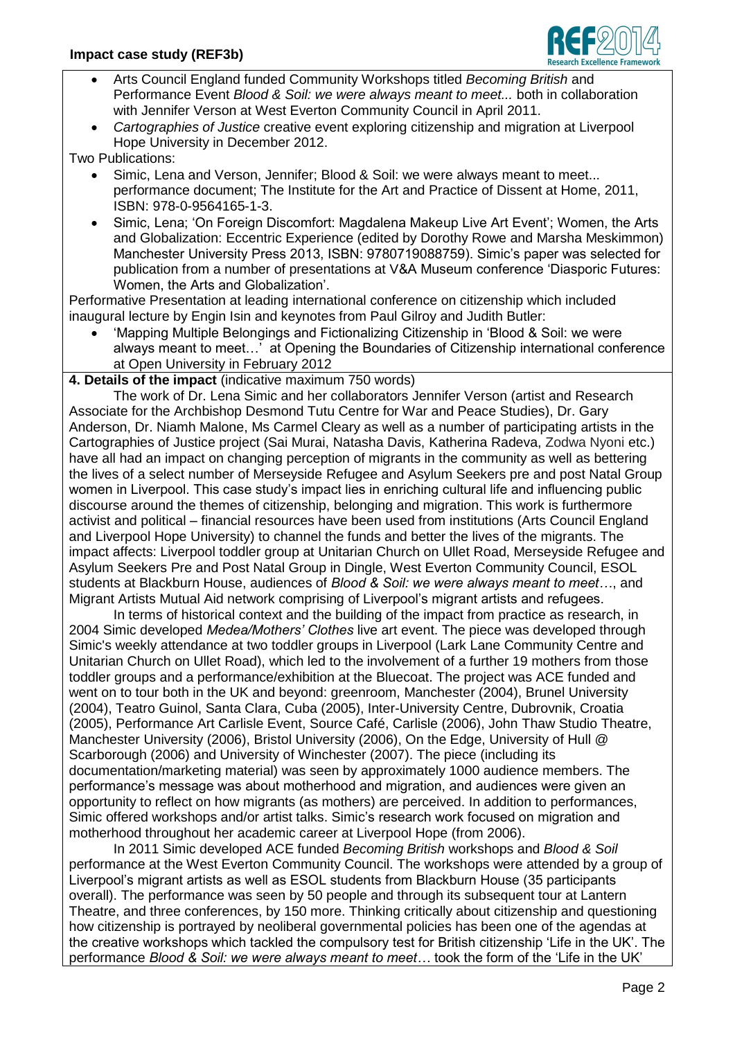- Arts Council England funded Community Workshops titled *Becoming British* and Performance Event *Blood & Soil: we were always meant to meet...* both in collaboration with Jennifer Verson at West Everton Community Council in April 2011.
- *Cartographies of Justice* creative event exploring citizenship and migration at Liverpool Hope University in December 2012.

Two Publications:

- Simic, Lena and Verson, Jennifer; Blood & Soil: we were always meant to meet... performance document; The Institute for the Art and Practice of Dissent at Home, 2011, ISBN: 978-0-9564165-1-3.
- Simic, Lena; 'On Foreign Discomfort: Magdalena Makeup Live Art Event'; Women, the Arts and Globalization: Eccentric Experience (edited by Dorothy Rowe and Marsha Meskimmon) Manchester University Press 2013, ISBN: 9780719088759). Simic's paper was selected for publication from a number of presentations at V&A Museum conference 'Diasporic Futures: Women, the Arts and Globalization'.

Performative Presentation at leading international conference on citizenship which included inaugural lecture by Engin Isin and keynotes from Paul Gilroy and Judith Butler:

- 'Mapping Multiple Belongings and Fictionalizing Citizenship in 'Blood & Soil: we were always meant to meet…' at Opening the Boundaries of Citizenship international conference at Open University in February 2012

**4. Details of the impact** (indicative maximum 750 words)

The work of Dr. Lena Simic and her collaborators Jennifer Verson (artist and Research Associate for the Archbishop Desmond Tutu Centre for War and Peace Studies), Dr. Gary Anderson, Dr. Niamh Malone, Ms Carmel Cleary as well as a number of participating artists in the Cartographies of Justice project (Sai Murai, Natasha Davis, Katherina Radeva, Zodwa Nyoni etc.) have all had an impact on changing perception of migrants in the community as well as bettering the lives of a select number of Merseyside Refugee and Asylum Seekers pre and post Natal Group women in Liverpool. This case study's impact lies in enriching cultural life and influencing public discourse around the themes of citizenship, belonging and migration. This work is furthermore activist and political – financial resources have been used from institutions (Arts Council England and Liverpool Hope University) to channel the funds and better the lives of the migrants. The impact affects: Liverpool toddler group at Unitarian Church on Ullet Road, Merseyside Refugee and Asylum Seekers Pre and Post Natal Group in Dingle, West Everton Community Council, ESOL students at Blackburn House, audiences of *Blood & Soil: we were always meant to meet…*, and Migrant Artists Mutual Aid network comprising of Liverpool's migrant artists and refugees.

In terms of historical context and the building of the impact from practice as research, in 2004 Simic developed *Medea/Mothers' Clothes* live art event. The piece was developed through Simic's weekly attendance at two toddler groups in Liverpool (Lark Lane Community Centre and Unitarian Church on Ullet Road), which led to the involvement of a further 19 mothers from those toddler groups and a performance/exhibition at the Bluecoat. The project was ACE funded and went on to tour both in the UK and beyond: greenroom, Manchester (2004), Brunel University (2004), Teatro Guinol, Santa Clara, Cuba (2005), Inter-University Centre, Dubrovnik, Croatia (2005), Performance Art Carlisle Event, Source Café, Carlisle (2006), John Thaw Studio Theatre, Manchester University (2006), Bristol University (2006), On the Edge, University of Hull @ Scarborough (2006) and University of Winchester (2007). The piece (including its documentation/marketing material) was seen by approximately 1000 audience members. The performance's message was about motherhood and migration, and audiences were given an opportunity to reflect on how migrants (as mothers) are perceived. In addition to performances, Simic offered workshops and/or artist talks. Simic's research work focused on migration and motherhood throughout her academic career at Liverpool Hope (from 2006).

In 2011 Simic developed ACE funded *Becoming British* workshops and *Blood & Soil* performance at the West Everton Community Council. The workshops were attended by a group of Liverpool's migrant artists as well as ESOL students from Blackburn House (35 participants overall). The performance was seen by 50 people and through its subsequent tour at Lantern Theatre, and three conferences, by 150 more. Thinking critically about citizenship and questioning how citizenship is portrayed by neoliberal governmental policies has been one of the agendas at the creative workshops which tackled the compulsory test for British citizenship 'Life in the UK'. The performance *Blood & Soil: we were always meant to meet…* took the form of the 'Life in the UK'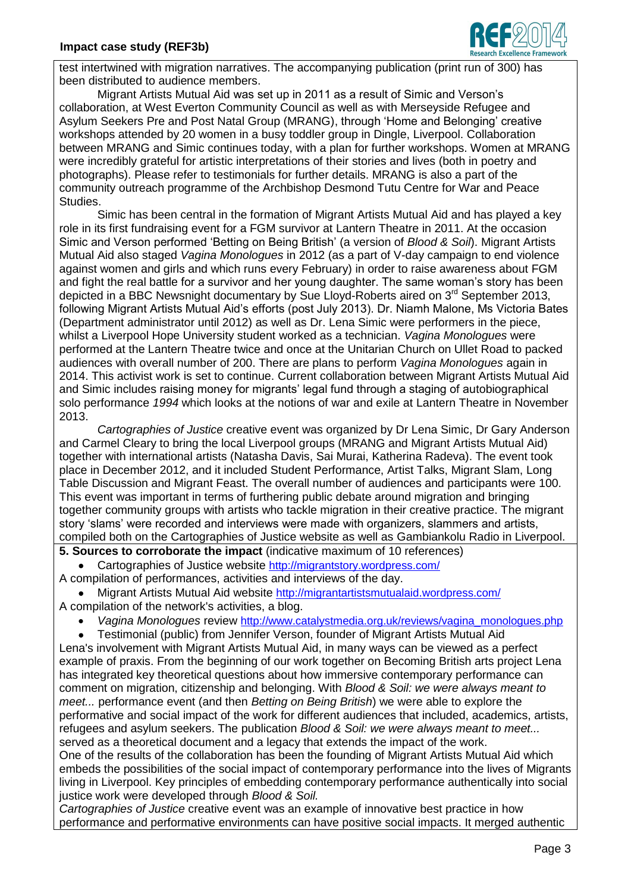test intertwined with migration narratives. The accompanying publication (print run of 300) has been distributed to audience members.

Migrant Artists Mutual Aid was set up in 2011 as a result of Simic and Verson's collaboration, at West Everton Community Council as well as with Merseyside Refugee and Asylum Seekers Pre and Post Natal Group (MRANG), through 'Home and Belonging' creative workshops attended by 20 women in a busy toddler group in Dingle, Liverpool. Collaboration between MRANG and Simic continues today, with a plan for further workshops. Women at MRANG were incredibly grateful for artistic interpretations of their stories and lives (both in poetry and photographs). Please refer to testimonials for further details. MRANG is also a part of the community outreach programme of the Archbishop Desmond Tutu Centre for War and Peace Studies.

Simic has been central in the formation of Migrant Artists Mutual Aid and has played a key role in its first fundraising event for a FGM survivor at Lantern Theatre in 2011. At the occasion Simic and Verson performed 'Betting on Being British' (a version of *Blood & Soil*). Migrant Artists Mutual Aid also staged *Vagina Monologues* in 2012 (as a part of V-day campaign to end violence against women and girls and which runs every February) in order to raise awareness about FGM and fight the real battle for a survivor and her young daughter. The same woman's story has been depicted in a BBC Newsnight documentary by Sue Lloyd-Roberts aired on 3rd September 2013, following Migrant Artists Mutual Aid's efforts (post July 2013). Dr. Niamh Malone, Ms Victoria Bates (Department administrator until 2012) as well as Dr. Lena Simic were performers in the piece, whilst a Liverpool Hope University student worked as a technician. *Vagina Monologues* were performed at the Lantern Theatre twice and once at the Unitarian Church on Ullet Road to packed audiences with overall number of 200. There are plans to perform *Vagina Monologues* again in 2014. This activist work is set to continue. Current collaboration between Migrant Artists Mutual Aid and Simic includes raising money for migrants' legal fund through a staging of autobiographical solo performance *1994* which looks at the notions of war and exile at Lantern Theatre in November 2013.

*Cartographies of Justice* creative event was organized by Dr Lena Simic, Dr Gary Anderson and Carmel Cleary to bring the local Liverpool groups (MRANG and Migrant Artists Mutual Aid) together with international artists (Natasha Davis, Sai Murai, Katherina Radeva). The event took place in December 2012, and it included Student Performance, Artist Talks, Migrant Slam, Long Table Discussion and Migrant Feast. The overall number of audiences and participants were 100. This event was important in terms of furthering public debate around migration and bringing together community groups with artists who tackle migration in their creative practice. The migrant story 'slams' were recorded and interviews were made with organizers, slammers and artists, compiled both on the Cartographies of Justice website as well as Gambiankolu Radio in Liverpool.

**5. Sources to corroborate the impact** (indicative maximum of 10 references)

- Cartographies of Justice website http://migrantstory.wordpress.com/

A compilation of performances, activities and interviews of the day.

- Migrant Artists Mutual Aid website http://migrantartistsmutualaid.wordpress.com/

A compilation of the network's activities, a blog.

- *Vagina Monologues* review http://www.catalystmedia.org.uk/reviews/vagina_monologues.php
- Testimonial (public) from Jennifer Verson, founder of Migrant Artists Mutual Aid

Lena's involvement with Migrant Artists Mutual Aid, in many ways can be viewed as a perfect example of praxis. From the beginning of our work together on Becoming British arts project Lena has integrated key theoretical questions about how immersive contemporary performance can comment on migration, citizenship and belonging. With *Blood & Soil: we were always meant to meet...* performance event (and then *Betting on Being British*) we were able to explore the performative and social impact of the work for different audiences that included, academics, artists, refugees and asylum seekers. The publication *Blood & Soil: we were always meant to meet...* served as a theoretical document and a legacy that extends the impact of the work.

One of the results of the collaboration has been the founding of Migrant Artists Mutual Aid which embeds the possibilities of the social impact of contemporary performance into the lives of Migrants living in Liverpool. Key principles of embedding contemporary performance authentically into social justice work were developed through *Blood & Soil.*

*Cartographies of Justice* creative event was an example of innovative best practice in how performance and performative environments can have positive social impacts. It merged authentic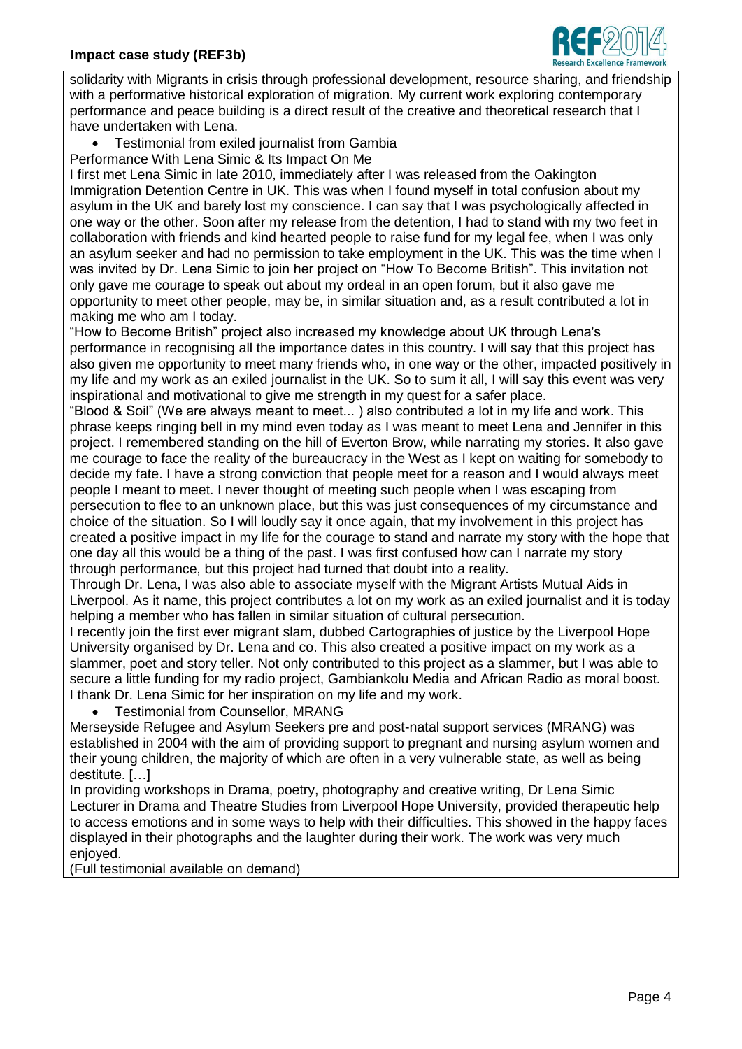solidarity with Migrants in crisis through professional development, resource sharing, and friendship with a performative historical exploration of migration. My current work exploring contemporary performance and peace building is a direct result of the creative and theoretical research that I have undertaken with Lena.

- Testimonial from exiled journalist from Gambia

Performance With Lena Simic & Its Impact On Me

I first met Lena Simic in late 2010, immediately after I was released from the Oakington Immigration Detention Centre in UK. This was when I found myself in total confusion about my asylum in the UK and barely lost my conscience. I can say that I was psychologically affected in one way or the other. Soon after my release from the detention, I had to stand with my two feet in collaboration with friends and kind hearted people to raise fund for my legal fee, when I was only an asylum seeker and had no permission to take employment in the UK. This was the time when I was invited by Dr. Lena Simic to join her project on “How To Become British”. This invitation not only gave me courage to speak out about my ordeal in an open forum, but it also gave me opportunity to meet other people, may be, in similar situation and, as a result contributed a lot in making me who am I today.

“How to Become British” project also increased my knowledge about UK through Lena's performance in recognising all the importance dates in this country. I will say that this project has also given me opportunity to meet many friends who, in one way or the other, impacted positively in my life and my work as an exiled journalist in the UK. So to sum it all, I will say this event was very inspirational and motivational to give me strength in my quest for a safer place.

“Blood & Soil” (We are always meant to meet... ) also contributed a lot in my life and work. This phrase keeps ringing bell in my mind even today as I was meant to meet Lena and Jennifer in this project. I remembered standing on the hill of Everton Brow, while narrating my stories. It also gave me courage to face the reality of the bureaucracy in the West as I kept on waiting for somebody to decide my fate. I have a strong conviction that people meet for a reason and I would always meet people I meant to meet. I never thought of meeting such people when I was escaping from persecution to flee to an unknown place, but this was just consequences of my circumstance and choice of the situation. So I will loudly say it once again, that my involvement in this project has created a positive impact in my life for the courage to stand and narrate my story with the hope that one day all this would be a thing of the past. I was first confused how can I narrate my story through performance, but this project had turned that doubt into a reality.

Through Dr. Lena, I was also able to associate myself with the Migrant Artists Mutual Aids in Liverpool. As it name, this project contributes a lot on my work as an exiled journalist and it is today helping a member who has fallen in similar situation of cultural persecution.

I recently join the first ever migrant slam, dubbed Cartographies of justice by the Liverpool Hope University organised by Dr. Lena and co. This also created a positive impact on my work as a slammer, poet and story teller. Not only contributed to this project as a slammer, but I was able to secure a little funding for my radio project, Gambiankolu Media and African Radio as moral boost. I thank Dr. Lena Simic for her inspiration on my life and my work.

- Testimonial from Counsellor, MRANG

Merseyside Refugee and Asylum Seekers pre and post-natal support services (MRANG) was established in 2004 with the aim of providing support to pregnant and nursing asylum women and their young children, the majority of which are often in a very vulnerable state, as well as being destitute. […]

In providing workshops in Drama, poetry, photography and creative writing, Dr Lena Simic Lecturer in Drama and Theatre Studies from Liverpool Hope University, provided therapeutic help to access emotions and in some ways to help with their difficulties. This showed in the happy faces displayed in their photographs and the laughter during their work. The work was very much enjoyed.

(Full testimonial available on demand)